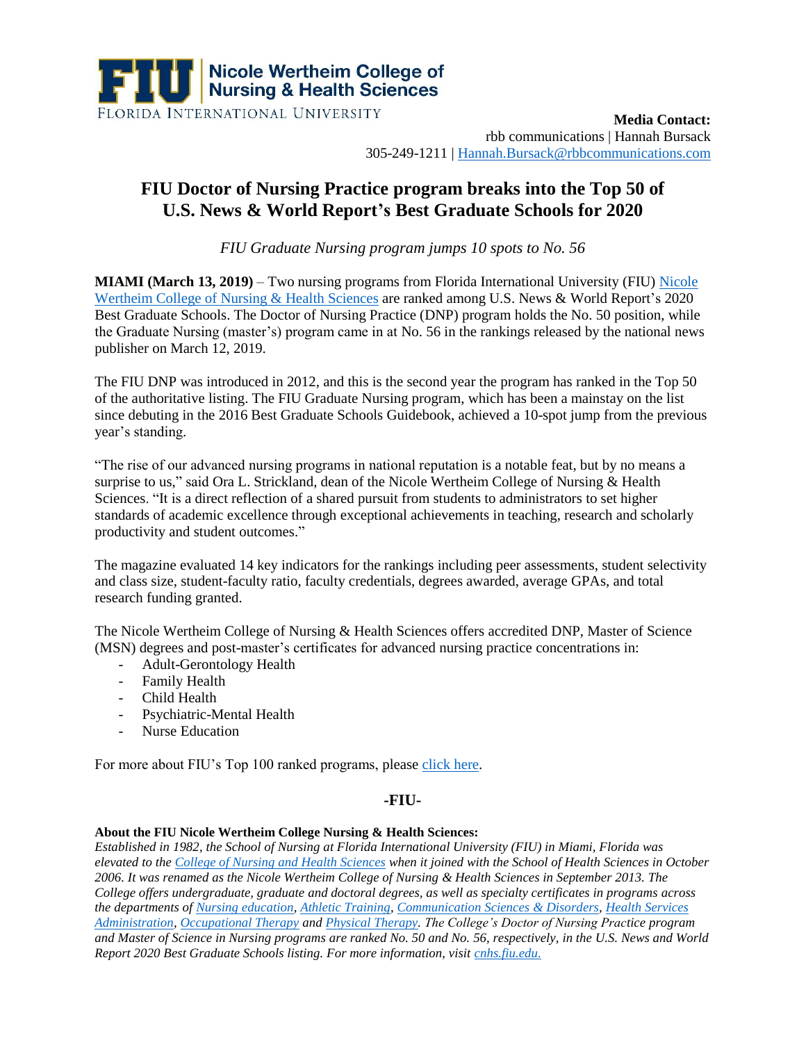FIU | Nicole Wertheim College of Nursing & Health Sciences

FLORIDA INTERNATIONAL UNIVERSITY

**Media Contact:**
rbb communications | Hannah Bursack
305-249-1211 | Hannah.Bursack@rbbcommunications.com

# FIU Doctor of Nursing Practice program breaks into the Top 50 of U.S. News & World Report's Best Graduate Schools for 2020

*FIU Graduate Nursing program jumps 10 spots to No. 56*

**MIAMI (March 13, 2019)** – Two nursing programs from Florida International University (FIU) Nicole Wertheim College of Nursing & Health Sciences are ranked among U.S. News & World Report's 2020 Best Graduate Schools. The Doctor of Nursing Practice (DNP) program holds the No. 50 position, while the Graduate Nursing (master's) program came in at No. 56 in the rankings released by the national news publisher on March 12, 2019.

The FIU DNP was introduced in 2012, and this is the second year the program has ranked in the Top 50 of the authoritative listing. The FIU Graduate Nursing program, which has been a mainstay on the list since debuting in the 2016 Best Graduate Schools Guidebook, achieved a 10-spot jump from the previous year's standing.

"The rise of our advanced nursing programs in national reputation is a notable feat, but by no means a surprise to us," said Ora L. Strickland, dean of the Nicole Wertheim College of Nursing & Health Sciences. "It is a direct reflection of a shared pursuit from students to administrators to set higher standards of academic excellence through exceptional achievements in teaching, research and scholarly productivity and student outcomes."

The magazine evaluated 14 key indicators for the rankings including peer assessments, student selectivity and class size, student-faculty ratio, faculty credentials, degrees awarded, average GPAs, and total research funding granted.

The Nicole Wertheim College of Nursing & Health Sciences offers accredited DNP, Master of Science (MSN) degrees and post-master's certificates for advanced nursing practice concentrations in:

- Adult-Gerontology Health
- Family Health
- Child Health
- Psychiatric-Mental Health
- Nurse Education

For more about FIU's Top 100 ranked programs, please click here.

**-FIU-**

**About the FIU Nicole Wertheim College Nursing & Health Sciences:**
*Established in 1982, the School of Nursing at Florida International University (FIU) in Miami, Florida was elevated to the College of Nursing and Health Sciences when it joined with the School of Health Sciences in October 2006. It was renamed as the Nicole Wertheim College of Nursing & Health Sciences in September 2013. The College offers undergraduate, graduate and doctoral degrees, as well as specialty certificates in programs across the departments of Nursing education, Athletic Training, Communication Sciences & Disorders, Health Services Administration, Occupational Therapy and Physical Therapy. The College's Doctor of Nursing Practice program and Master of Science in Nursing programs are ranked No. 50 and No. 56, respectively, in the U.S. News and World Report 2020 Best Graduate Schools listing. For more information, visit cnhs.fiu.edu.*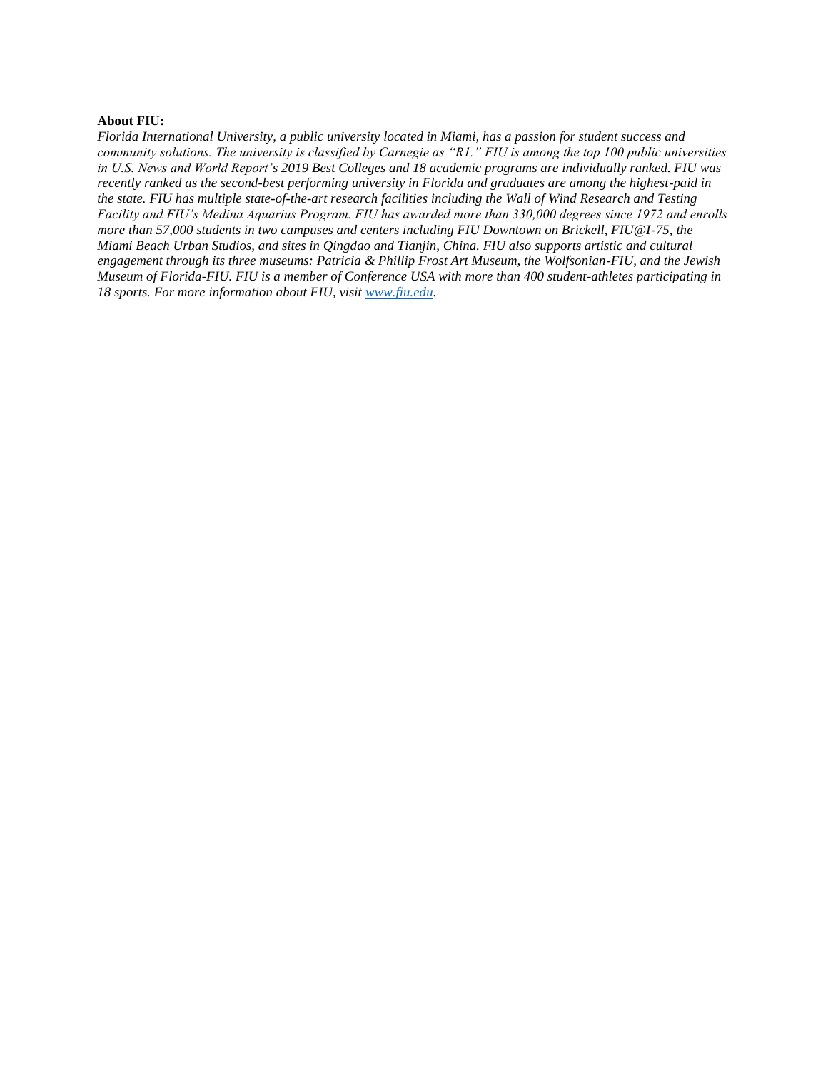**About FIU:**

*Florida International University, a public university located in Miami, has a passion for student success and community solutions. The university is classified by Carnegie as "R1." FIU is among the top 100 public universities in U.S. News and World Report's 2019 Best Colleges and 18 academic programs are individually ranked. FIU was recently ranked as the second-best performing university in Florida and graduates are among the highest-paid in the state. FIU has multiple state-of-the-art research facilities including the Wall of Wind Research and Testing Facility and FIU's Medina Aquarius Program. FIU has awarded more than 330,000 degrees since 1972 and enrolls more than 57,000 students in two campuses and centers including FIU Downtown on Brickell, FIU@I-75, the Miami Beach Urban Studios, and sites in Qingdao and Tianjin, China. FIU also supports artistic and cultural engagement through its three museums: Patricia & Phillip Frost Art Museum, the Wolfsonian-FIU, and the Jewish Museum of Florida-FIU. FIU is a member of Conference USA with more than 400 student-athletes participating in 18 sports. For more information about FIU, visit [www.fiu.edu](www.fiu.edu).*